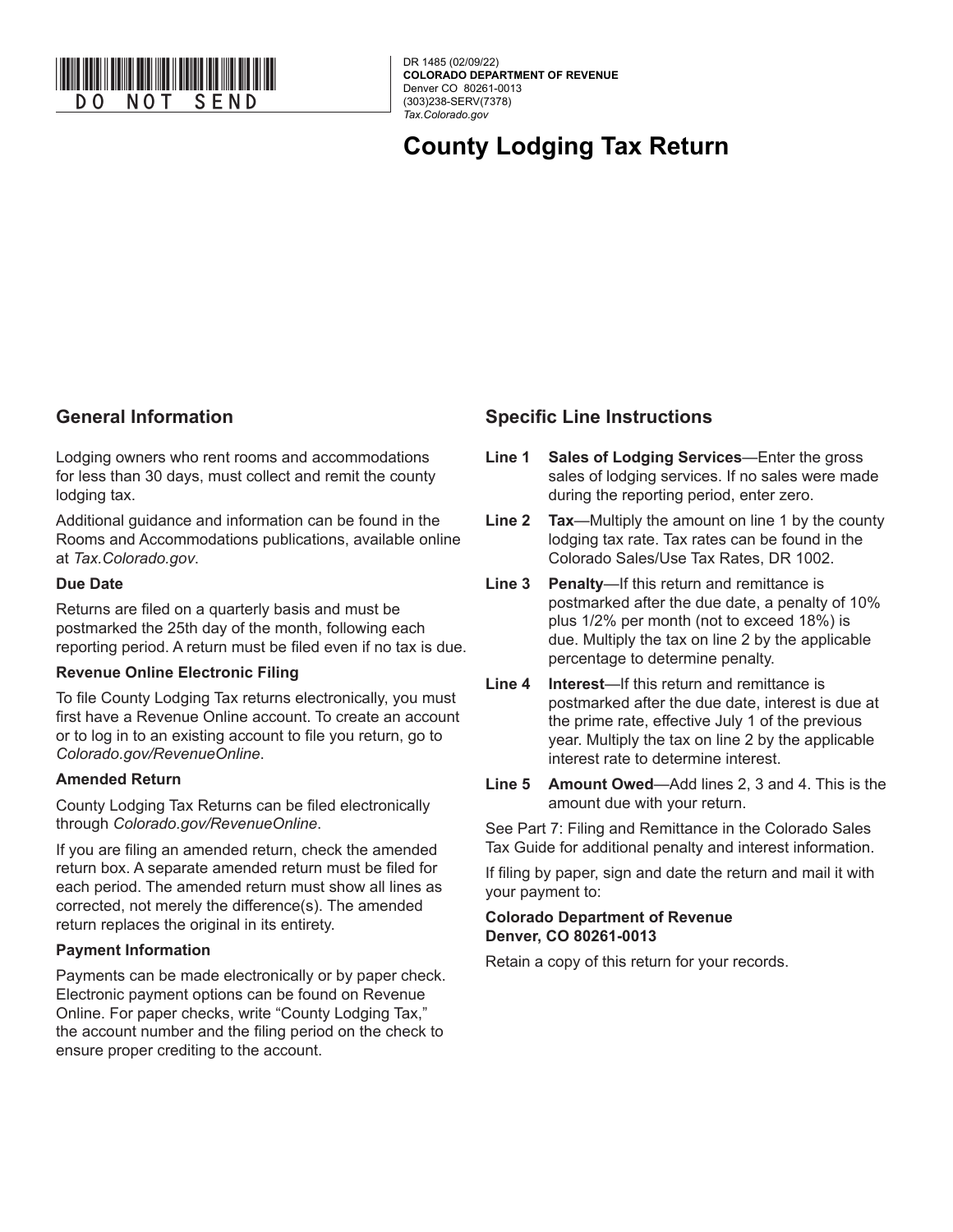DO NOT SEND

DR 1485 (02/09/22)
**COLORADO DEPARTMENT OF REVENUE**
Denver CO 80261-0013
(303)238-SERV(7378)
*Tax.Colorado.gov*

# County Lodging Tax Return

## General Information

Lodging owners who rent rooms and accommodations for less than 30 days, must collect and remit the county lodging tax.

Additional guidance and information can be found in the Rooms and Accommodations publications, available online at *Tax.Colorado.gov*.

### Due Date

Returns are filed on a quarterly basis and must be postmarked the 25th day of the month, following each reporting period. A return must be filed even if no tax is due.

### Revenue Online Electronic Filing

To file County Lodging Tax returns electronically, you must first have a Revenue Online account. To create an account or to log in to an existing account to file you return, go to *Colorado.gov/RevenueOnline*.

### Amended Return

County Lodging Tax Returns can be filed electronically through *Colorado.gov/RevenueOnline*.

If you are filing an amended return, check the amended return box. A separate amended return must be filed for each period. The amended return must show all lines as corrected, not merely the difference(s). The amended return replaces the original in its entirety.

### Payment Information

Payments can be made electronically or by paper check. Electronic payment options can be found on Revenue Online. For paper checks, write "County Lodging Tax," the account number and the filing period on the check to ensure proper crediting to the account.

## Specific Line Instructions

**Line 1** **Sales of Lodging Services**—Enter the gross sales of lodging services. If no sales were made during the reporting period, enter zero.

**Line 2** **Tax**—Multiply the amount on line 1 by the county lodging tax rate. Tax rates can be found in the Colorado Sales/Use Tax Rates, DR 1002.

**Line 3** **Penalty**—If this return and remittance is postmarked after the due date, a penalty of 10% plus 1/2% per month (not to exceed 18%) is due. Multiply the tax on line 2 by the applicable percentage to determine penalty.

**Line 4** **Interest**—If this return and remittance is postmarked after the due date, interest is due at the prime rate, effective July 1 of the previous year. Multiply the tax on line 2 by the applicable interest rate to determine interest.

**Line 5** **Amount Owed**—Add lines 2, 3 and 4. This is the amount due with your return.

See Part 7: Filing and Remittance in the Colorado Sales Tax Guide for additional penalty and interest information.

If filing by paper, sign and date the return and mail it with your payment to:

**Colorado Department of Revenue**
**Denver, CO 80261-0013**

Retain a copy of this return for your records.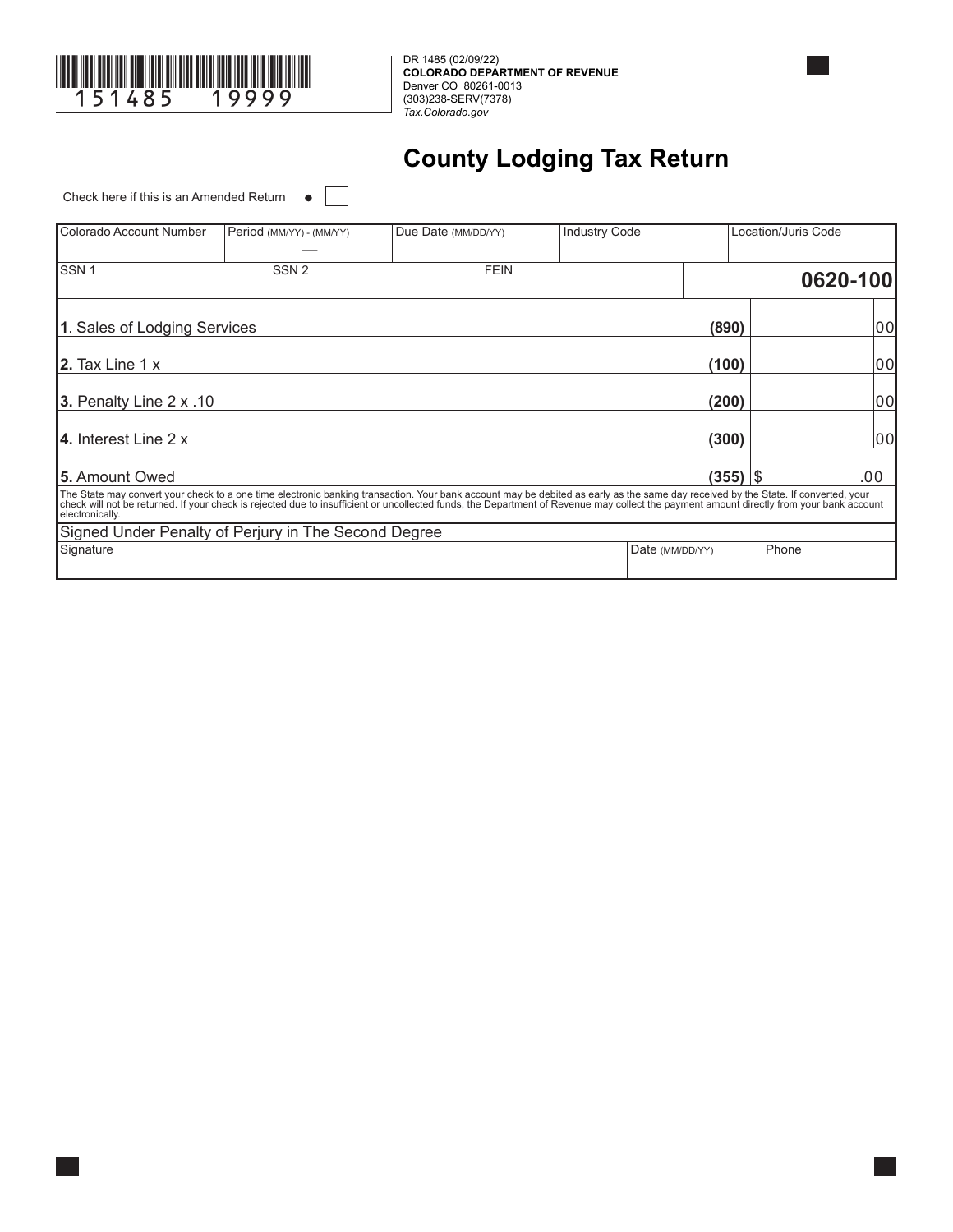151485 19999

DR 1485 (02/09/22)
**COLORADO DEPARTMENT OF REVENUE**
Denver CO 80261-0013
(303)238-SERV(7378)
*Tax.Colorado.gov*

# County Lodging Tax Return

Check here if this is an Amended Return ● ☐

| Colorado Account Number | Period (MM/YY) - (MM/YY) | Due Date (MM/DD/YY) | Industry Code | Location/Juris Code |
|---|---|---|---|---|
| | — | | | |

| SSN 1 | SSN 2 | FEIN | |
|---|---|---|---|
| | | | **0620-100** |

| | | | |
|---|---|---|---|
| **1**. Sales of Lodging Services | **(890)** | | 00 |
| **2.** Tax Line 1 x | **(100)** | | 00 |
| **3.** Penalty Line 2 x .10 | **(200)** | | 00 |
| **4.** Interest Line 2 x | **(300)** | | 00 |
| **5.** Amount Owed | **(355)** | $ | .00 |

The State may convert your check to a one time electronic banking transaction. Your bank account may be debited as early as the same day received by the State. If converted, your check will not be returned. If your check is rejected due to insufficient or uncollected funds, the Department of Revenue may collect the payment amount directly from your bank account electronically.

Signed Under Penalty of Perjury in The Second Degree

| Signature | Date (MM/DD/YY) | Phone |
|---|---|---|
| | | |